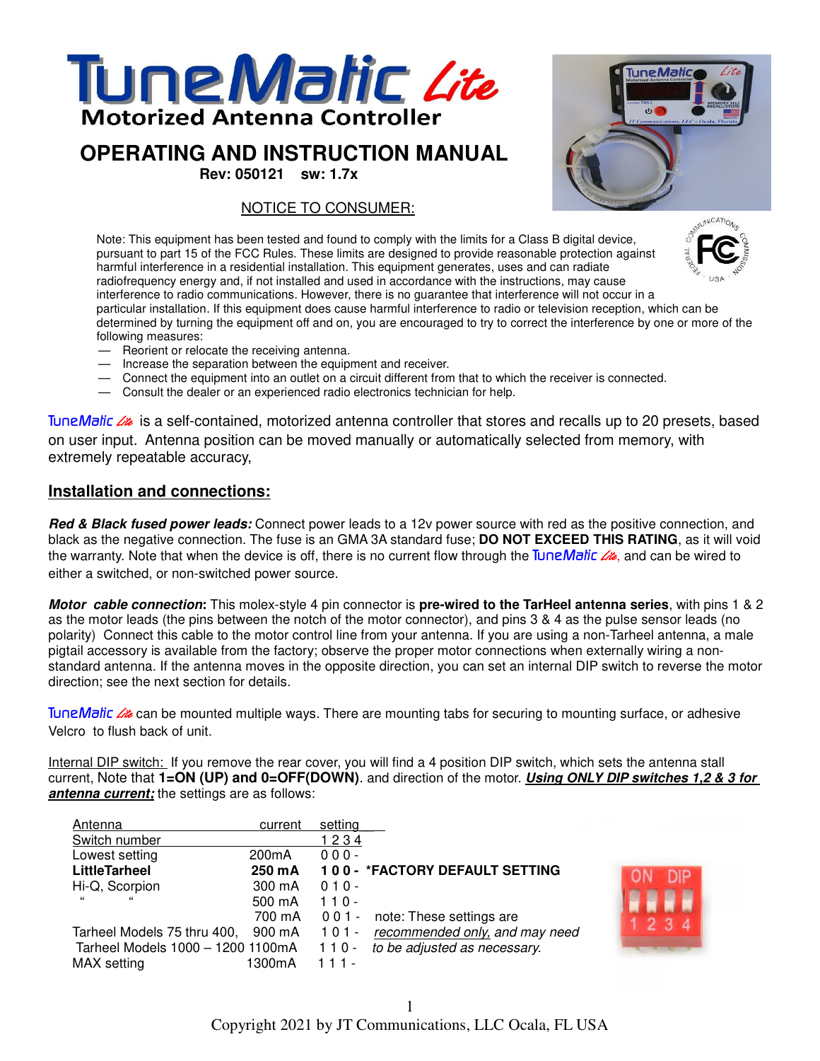# TuneMatic Lite

## Motorized Antenna Controller

# OPERATING AND INSTRUCTION MANUAL

**Rev: 050121 sw: 1.7x**

NOTICE TO CONSUMER:

Note: This equipment has been tested and found to comply with the limits for a Class B digital device, pursuant to part 15 of the FCC Rules. These limits are designed to provide reasonable protection against harmful interference in a residential installation. This equipment generates, uses and can radiate radiofrequency energy and, if not installed and used in accordance with the instructions, may cause interference to radio communications. However, there is no guarantee that interference will not occur in a particular installation. If this equipment does cause harmful interference to radio or television reception, which can be determined by turning the equipment off and on, you are encouraged to try to correct the interference by one or more of the following measures:

- Reorient or relocate the receiving antenna.
- Increase the separation between the equipment and receiver.
- Connect the equipment into an outlet on a circuit different from that to which the receiver is connected.
- Consult the dealer or an experienced radio electronics technician for help.

TuneMatic Lite is a self-contained, motorized antenna controller that stores and recalls up to 20 presets, based on user input. Antenna position can be moved manually or automatically selected from memory, with extremely repeatable accuracy,

## Installation and connections:

***Red & Black fused power leads:*** Connect power leads to a 12v power source with red as the positive connection, and black as the negative connection. The fuse is an GMA 3A standard fuse; **DO NOT EXCEED THIS RATING**, as it will void the warranty. Note that when the device is off, there is no current flow through the TuneMatic Lite, and can be wired to either a switched, or non-switched power source.

***Motor cable connection*:** This molex-style 4 pin connector is **pre-wired to the TarHeel antenna series**, with pins 1 & 2 as the motor leads (the pins between the notch of the motor connector), and pins 3 & 4 as the pulse sensor leads (no polarity) Connect this cable to the motor control line from your antenna. If you are using a non-Tarheel antenna, a male pigtail accessory is available from the factory; observe the proper motor connections when externally wiring a non-standard antenna. If the antenna moves in the opposite direction, you can set an internal DIP switch to reverse the motor direction; see the next section for details.

TuneMatic Lite can be mounted multiple ways. There are mounting tabs for securing to mounting surface, or adhesive Velcro to flush back of unit.

Internal DIP switch: If you remove the rear cover, you will find a 4 position DIP switch, which sets the antenna stall current, Note that **1=ON (UP) and 0=OFF(DOWN)**. and direction of the motor. ***Using ONLY DIP switches 1,2 & 3 for antenna current;*** the settings are as follows:

| Antenna | current | setting | |
|---|---|---|---|
| Switch number | | 1 2 3 4 | |
| Lowest setting | 200mA | 0 0 0 - | |
| **LittleTarheel** | **250 mA** | **1 0 0 -** | **\*FACTORY DEFAULT SETTING** |
| Hi-Q, Scorpion | 300 mA | 0 1 0 - | |
| " " | 500 mA | 1 1 0 - | |
| | 700 mA | 0 0 1 - | note: These settings are |
| Tarheel Models 75 thru 400, | 900 mA | 1 0 1 - | *recommended only, and may need* |
| Tarheel Models 1000 – 1200 | 1100mA | 1 1 0 - | *to be adjusted as necessary.* |
| MAX setting | 1300mA | 1 1 1 - | |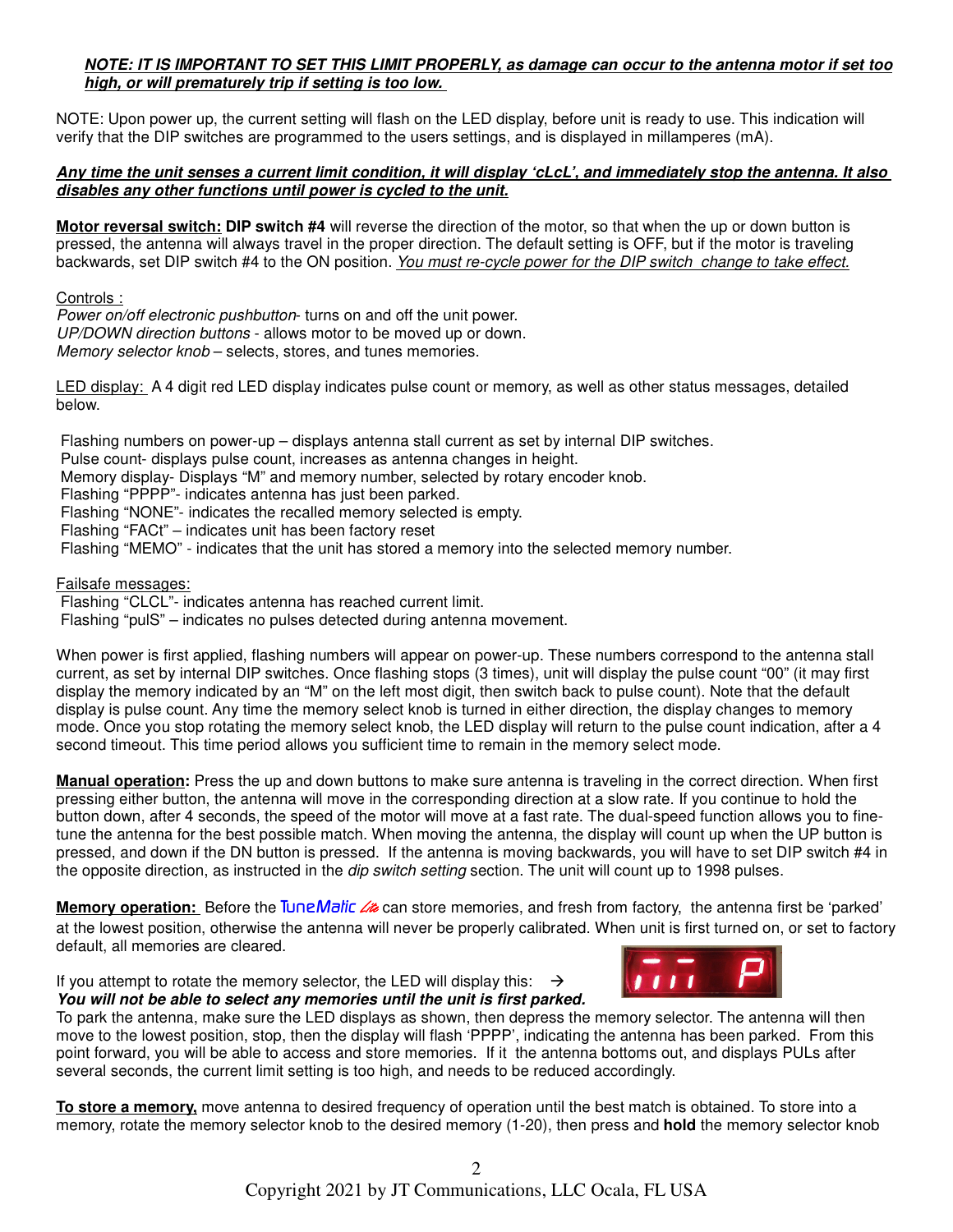***NOTE: IT IS IMPORTANT TO SET THIS LIMIT PROPERLY, as damage can occur to the antenna motor if set too high, or will prematurely trip if setting is too low.***

NOTE: Upon power up, the current setting will flash on the LED display, before unit is ready to use. This indication will verify that the DIP switches are programmed to the users settings, and is displayed in millamperes (mA).

***Any time the unit senses a current limit condition, it will display 'cLcL', and immediately stop the antenna. It also disables any other functions until power is cycled to the unit.***

**Motor reversal switch: DIP switch #4** will reverse the direction of the motor, so that when the up or down button is pressed, the antenna will always travel in the proper direction. The default setting is OFF, but if the motor is traveling backwards, set DIP switch #4 to the ON position. *You must re-cycle power for the DIP switch change to take effect.*

Controls :
*Power on/off electronic pushbutton*- turns on and off the unit power.
*UP/DOWN direction buttons* - allows motor to be moved up or down.
*Memory selector knob* – selects, stores, and tunes memories.

LED display: A 4 digit red LED display indicates pulse count or memory, as well as other status messages, detailed below.

Flashing numbers on power-up – displays antenna stall current as set by internal DIP switches.
Pulse count- displays pulse count, increases as antenna changes in height.
Memory display- Displays "M" and memory number, selected by rotary encoder knob.
Flashing "PPPP"- indicates antenna has just been parked.
Flashing "NONE"- indicates the recalled memory selected is empty.
Flashing "FACt" – indicates unit has been factory reset
Flashing "MEMO" - indicates that the unit has stored a memory into the selected memory number.

Failsafe messages:
Flashing "CLCL"- indicates antenna has reached current limit.
Flashing "pulS" – indicates no pulses detected during antenna movement.

When power is first applied, flashing numbers will appear on power-up. These numbers correspond to the antenna stall current, as set by internal DIP switches. Once flashing stops (3 times), unit will display the pulse count "00" (it may first display the memory indicated by an "M" on the left most digit, then switch back to pulse count). Note that the default display is pulse count. Any time the memory select knob is turned in either direction, the display changes to memory mode. Once you stop rotating the memory select knob, the LED display will return to the pulse count indication, after a 4 second timeout. This time period allows you sufficient time to remain in the memory select mode.

**Manual operation:** Press the up and down buttons to make sure antenna is traveling in the correct direction. When first pressing either button, the antenna will move in the corresponding direction at a slow rate. If you continue to hold the button down, after 4 seconds, the speed of the motor will move at a fast rate. The dual-speed function allows you to fine-tune the antenna for the best possible match. When moving the antenna, the display will count up when the UP button is pressed, and down if the DN button is pressed. If the antenna is moving backwards, you will have to set DIP switch #4 in the opposite direction, as instructed in the *dip switch setting* section. The unit will count up to 1998 pulses.

**Memory operation:** Before the TuneMatic Lite can store memories, and fresh from factory, the antenna first be 'parked' at the lowest position, otherwise the antenna will never be properly calibrated. When unit is first turned on, or set to factory default, all memories are cleared.

If you attempt to rotate the memory selector, the LED will display this: →
***You will not be able to select any memories until the unit is first parked.***
To park the antenna, make sure the LED displays as shown, then depress the memory selector. The antenna will then move to the lowest position, stop, then the display will flash 'PPPP', indicating the antenna has been parked. From this point forward, you will be able to access and store memories. If it the antenna bottoms out, and displays PULs after several seconds, the current limit setting is too high, and needs to be reduced accordingly.

**To store a memory,** move antenna to desired frequency of operation until the best match is obtained. To store into a memory, rotate the memory selector knob to the desired memory (1-20), then press and **hold** the memory selector knob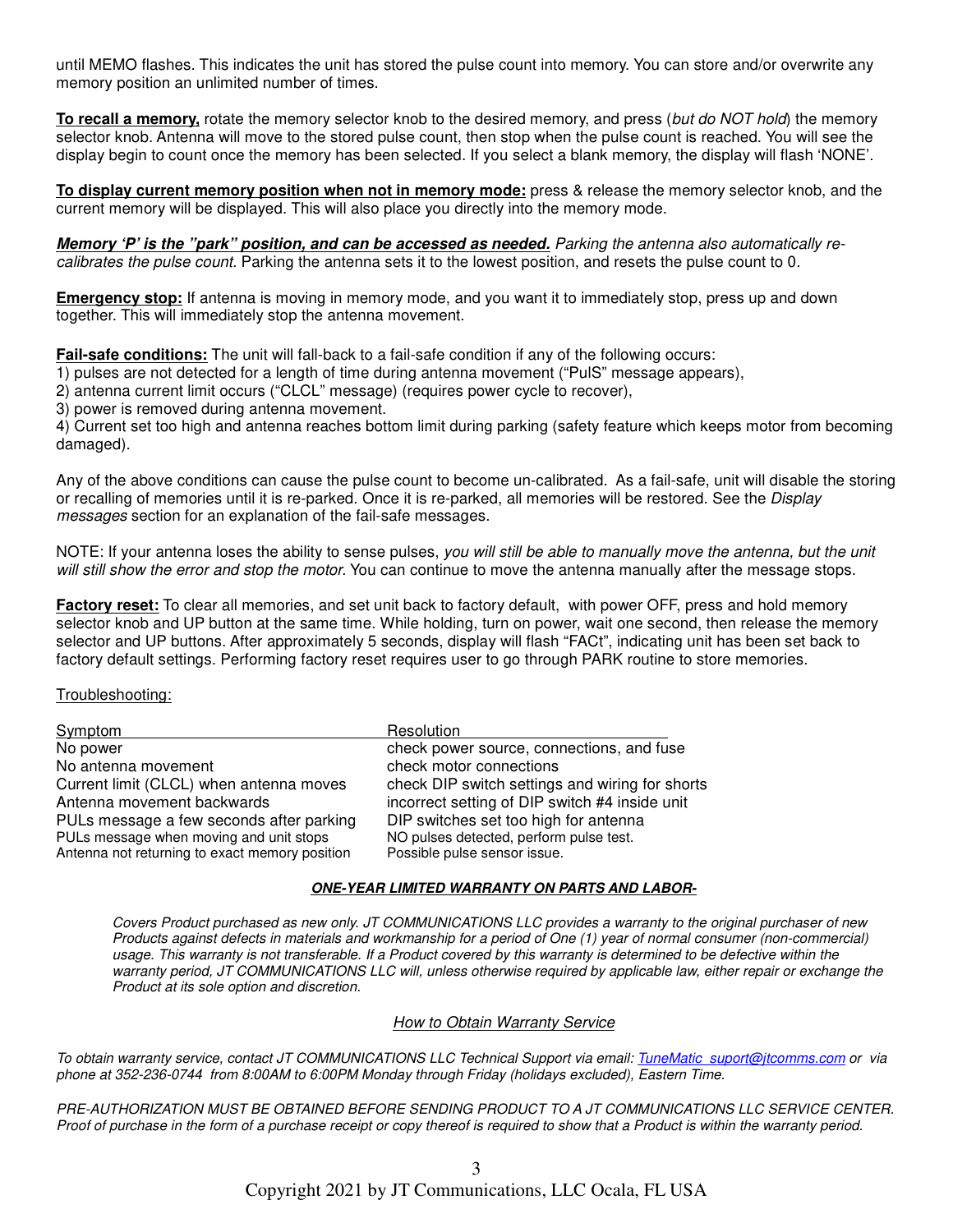until MEMO flashes. This indicates the unit has stored the pulse count into memory. You can store and/or overwrite any memory position an unlimited number of times.

**To recall a memory,** rotate the memory selector knob to the desired memory, and press (*but do NOT hold*) the memory selector knob. Antenna will move to the stored pulse count, then stop when the pulse count is reached. You will see the display begin to count once the memory has been selected. If you select a blank memory, the display will flash 'NONE'.

**To display current memory position when not in memory mode:** press & release the memory selector knob, and the current memory will be displayed. This will also place you directly into the memory mode.

***Memory 'P' is the "park" position, and can be accessed as needed.*** *Parking the antenna also automatically re-calibrates the pulse count.* Parking the antenna sets it to the lowest position, and resets the pulse count to 0.

**Emergency stop:** If antenna is moving in memory mode, and you want it to immediately stop, press up and down together. This will immediately stop the antenna movement.

**Fail-safe conditions:** The unit will fall-back to a fail-safe condition if any of the following occurs:
1) pulses are not detected for a length of time during antenna movement ("PulS" message appears),
2) antenna current limit occurs ("CLCL" message) (requires power cycle to recover),
3) power is removed during antenna movement.
4) Current set too high and antenna reaches bottom limit during parking (safety feature which keeps motor from becoming damaged).

Any of the above conditions can cause the pulse count to become un-calibrated. As a fail-safe, unit will disable the storing or recalling of memories until it is re-parked. Once it is re-parked, all memories will be restored. See the *Display messages* section for an explanation of the fail-safe messages.

NOTE: If your antenna loses the ability to sense pulses, *you will still be able to manually move the antenna, but the unit will still show the error and stop the motor.* You can continue to move the antenna manually after the message stops.

**Factory reset:** To clear all memories, and set unit back to factory default, with power OFF, press and hold memory selector knob and UP button at the same time. While holding, turn on power, wait one second, then release the memory selector and UP buttons. After approximately 5 seconds, display will flash "FACt", indicating unit has been set back to factory default settings. Performing factory reset requires user to go through PARK routine to store memories.

Troubleshooting:

| Symptom | Resolution |
|---|---|
| No power | check power source, connections, and fuse |
| No antenna movement | check motor connections |
| Current limit (CLCL) when antenna moves | check DIP switch settings and wiring for shorts |
| Antenna movement backwards | incorrect setting of DIP switch #4 inside unit |
| PULs message a few seconds after parking | DIP switches set too high for antenna |
| PULs message when moving and unit stops | NO pulses detected, perform pulse test. |
| Antenna not returning to exact memory position | Possible pulse sensor issue. |

***ONE-YEAR LIMITED WARRANTY ON PARTS AND LABOR-***

*Covers Product purchased as new only. JT COMMUNICATIONS LLC provides a warranty to the original purchaser of new Products against defects in materials and workmanship for a period of One (1) year of normal consumer (non-commercial) usage. This warranty is not transferable. If a Product covered by this warranty is determined to be defective within the warranty period, JT COMMUNICATIONS LLC will, unless otherwise required by applicable law, either repair or exchange the Product at its sole option and discretion.*

*How to Obtain Warranty Service*

*To obtain warranty service, contact JT COMMUNICATIONS LLC Technical Support via email: TuneMatic_suport@jtcomms.com or via phone at 352-236-0744 from 8:00AM to 6:00PM Monday through Friday (holidays excluded), Eastern Time.*

*PRE-AUTHORIZATION MUST BE OBTAINED BEFORE SENDING PRODUCT TO A JT COMMUNICATIONS LLC SERVICE CENTER. Proof of purchase in the form of a purchase receipt or copy thereof is required to show that a Product is within the warranty period.*

Copyright 2021 by JT Communications, LLC Ocala, FL USA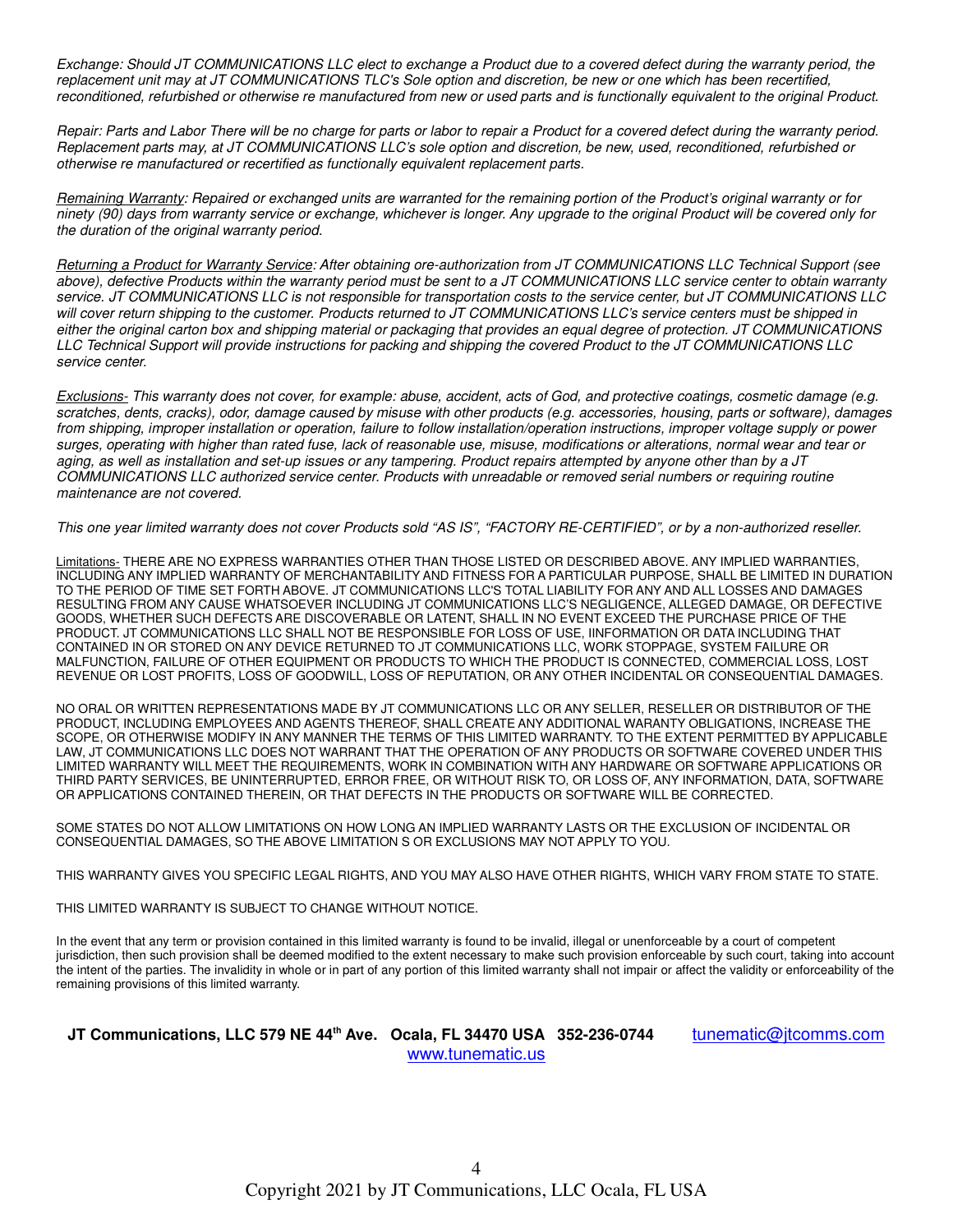*Exchange: Should JT COMMUNICATIONS LLC elect to exchange a Product due to a covered defect during the warranty period, the replacement unit may at JT COMMUNICATIONS TLC's Sole option and discretion, be new or one which has been recertified, reconditioned, refurbished or otherwise re manufactured from new or used parts and is functionally equivalent to the original Product.*

*Repair: Parts and Labor There will be no charge for parts or labor to repair a Product for a covered defect during the warranty period. Replacement parts may, at JT COMMUNICATIONS LLC's sole option and discretion, be new, used, reconditioned, refurbished or otherwise re manufactured or recertified as functionally equivalent replacement parts.*

*Remaining Warranty: Repaired or exchanged units are warranted for the remaining portion of the Product's original warranty or for ninety (90) days from warranty service or exchange, whichever is longer. Any upgrade to the original Product will be covered only for the duration of the original warranty period.*

*Returning a Product for Warranty Service: After obtaining ore-authorization from JT COMMUNICATIONS LLC Technical Support (see above), defective Products within the warranty period must be sent to a JT COMMUNICATIONS LLC service center to obtain warranty service. JT COMMUNICATIONS LLC is not responsible for transportation costs to the service center, but JT COMMUNICATIONS LLC will cover return shipping to the customer. Products returned to JT COMMUNICATIONS LLC's service centers must be shipped in either the original carton box and shipping material or packaging that provides an equal degree of protection. JT COMMUNICATIONS LLC Technical Support will provide instructions for packing and shipping the covered Product to the JT COMMUNICATIONS LLC service center.*

*Exclusions- This warranty does not cover, for example: abuse, accident, acts of God, and protective coatings, cosmetic damage (e.g. scratches, dents, cracks), odor, damage caused by misuse with other products (e.g. accessories, housing, parts or software), damages from shipping, improper installation or operation, failure to follow installation/operation instructions, improper voltage supply or power surges, operating with higher than rated fuse, lack of reasonable use, misuse, modifications or alterations, normal wear and tear or aging, as well as installation and set-up issues or any tampering. Product repairs attempted by anyone other than by a JT COMMUNICATIONS LLC authorized service center. Products with unreadable or removed serial numbers or requiring routine maintenance are not covered.*

*This one year limited warranty does not cover Products sold "AS IS", "FACTORY RE-CERTIFIED", or by a non-authorized reseller.*

Limitations- THERE ARE NO EXPRESS WARRANTIES OTHER THAN THOSE LISTED OR DESCRIBED ABOVE. ANY IMPLIED WARRANTIES, INCLUDING ANY IMPLIED WARRANTY OF MERCHANTABILITY AND FITNESS FOR A PARTICULAR PURPOSE, SHALL BE LIMITED IN DURATION TO THE PERIOD OF TIME SET FORTH ABOVE. JT COMMUNICATIONS LLC'S TOTAL LIABILITY FOR ANY AND ALL LOSSES AND DAMAGES RESULTING FROM ANY CAUSE WHATSOEVER INCLUDING JT COMMUNICATIONS LLC'S NEGLIGENCE, ALLEGED DAMAGE, OR DEFECTIVE GOODS, WHETHER SUCH DEFECTS ARE DISCOVERABLE OR LATENT, SHALL IN NO EVENT EXCEED THE PURCHASE PRICE OF THE PRODUCT. JT COMMUNICATIONS LLC SHALL NOT BE RESPONSIBLE FOR LOSS OF USE, IINFORMATION OR DATA INCLUDING THAT CONTAINED IN OR STORED ON ANY DEVICE RETURNED TO JT COMMUNICATIONS LLC, WORK STOPPAGE, SYSTEM FAILURE OR MALFUNCTION, FAILURE OF OTHER EQUIPMENT OR PRODUCTS TO WHICH THE PRODUCT IS CONNECTED, COMMERCIAL LOSS, LOST REVENUE OR LOST PROFITS, LOSS OF GOODWILL, LOSS OF REPUTATION, OR ANY OTHER INCIDENTAL OR CONSEQUENTIAL DAMAGES.

NO ORAL OR WRITTEN REPRESENTATIONS MADE BY JT COMMUNICATIONS LLC OR ANY SELLER, RESELLER OR DISTRIBUTOR OF THE PRODUCT, INCLUDING EMPLOYEES AND AGENTS THEREOF, SHALL CREATE ANY ADDITIONAL WARANTY OBLIGATIONS, INCREASE THE SCOPE, OR OTHERWISE MODIFY IN ANY MANNER THE TERMS OF THIS LIMITED WARRANTY. TO THE EXTENT PERMITTED BY APPLICABLE LAW, JT COMMUNICATIONS LLC DOES NOT WARRANT THAT THE OPERATION OF ANY PRODUCTS OR SOFTWARE COVERED UNDER THIS LIMITED WARRANTY WILL MEET THE REQUIREMENTS, WORK IN COMBINATION WITH ANY HARDWARE OR SOFTWARE APPLICATIONS OR THIRD PARTY SERVICES, BE UNINTERRUPTED, ERROR FREE, OR WITHOUT RISK TO, OR LOSS OF, ANY INFORMATION, DATA, SOFTWARE OR APPLICATIONS CONTAINED THEREIN, OR THAT DEFECTS IN THE PRODUCTS OR SOFTWARE WILL BE CORRECTED.

SOME STATES DO NOT ALLOW LIMITATIONS ON HOW LONG AN IMPLIED WARRANTY LASTS OR THE EXCLUSION OF INCIDENTAL OR CONSEQUENTIAL DAMAGES, SO THE ABOVE LIMITATION S OR EXCLUSIONS MAY NOT APPLY TO YOU.

THIS WARRANTY GIVES YOU SPECIFIC LEGAL RIGHTS, AND YOU MAY ALSO HAVE OTHER RIGHTS, WHICH VARY FROM STATE TO STATE.

THIS LIMITED WARRANTY IS SUBJECT TO CHANGE WITHOUT NOTICE.

In the event that any term or provision contained in this limited warranty is found to be invalid, illegal or unenforceable by a court of competent jurisdiction, then such provision shall be deemed modified to the extent necessary to make such provision enforceable by such court, taking into account the intent of the parties. The invalidity in whole or in part of any portion of this limited warranty shall not impair or affect the validity or enforceability of the remaining provisions of this limited warranty.

**JT Communications, LLC 579 NE 44th Ave. Ocala, FL 34470 USA 352-236-0744** tunematic@jtcomms.com www.tunematic.us

Copyright 2021 by JT Communications, LLC Ocala, FL USA